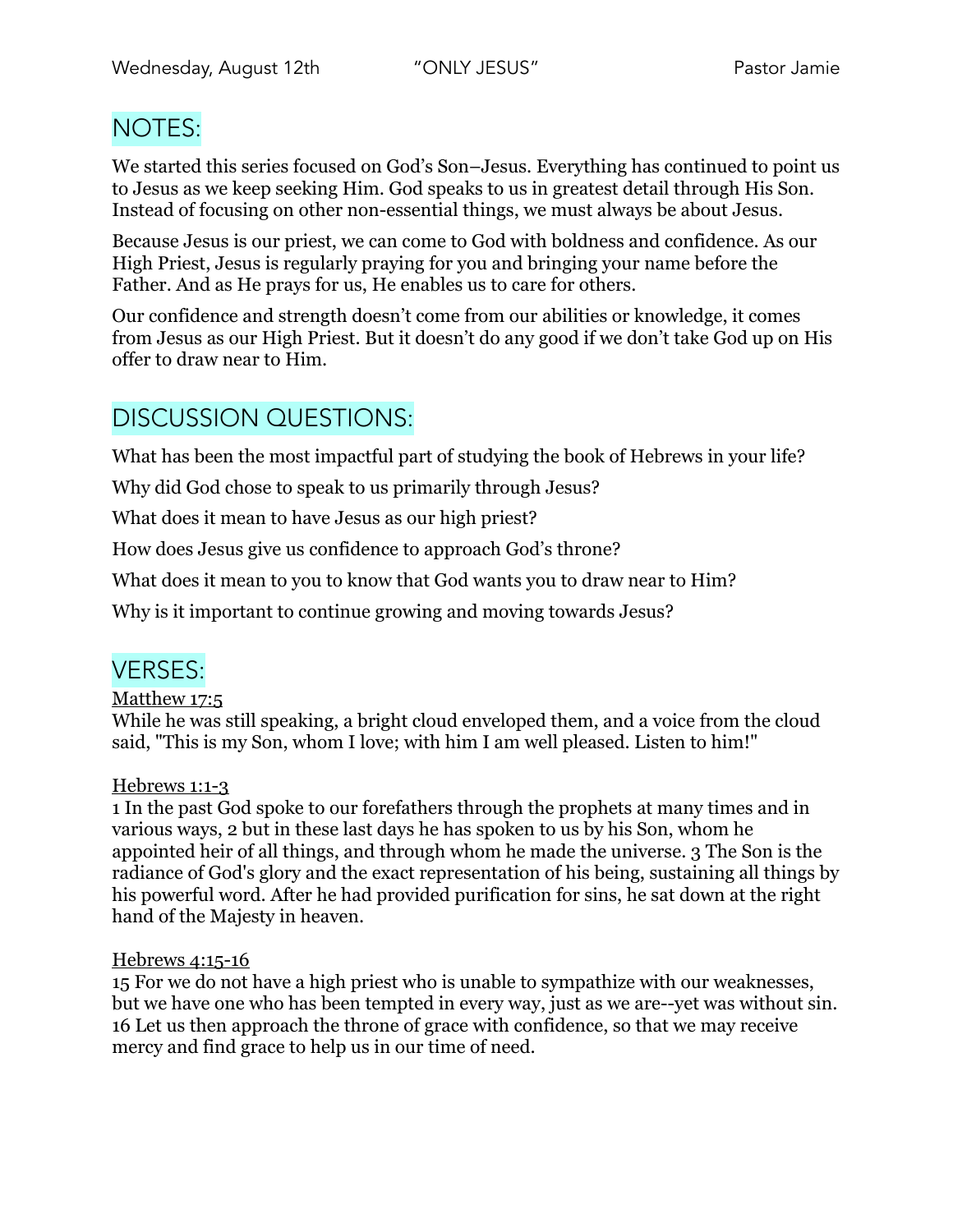Wednesday, August 12th "ONLY JESUS" Pastor Jamie

## NOTES:

We started this series focused on God's Son–Jesus. Everything has continued to point us to Jesus as we keep seeking Him. God speaks to us in greatest detail through His Son. Instead of focusing on other non-essential things, we must always be about Jesus.

Because Jesus is our priest, we can come to God with boldness and confidence. As our High Priest, Jesus is regularly praying for you and bringing your name before the Father. And as He prays for us, He enables us to care for others.

Our confidence and strength doesn't come from our abilities or knowledge, it comes from Jesus as our High Priest. But it doesn't do any good if we don't take God up on His offer to draw near to Him.

## DISCUSSION QUESTIONS:

What has been the most impactful part of studying the book of Hebrews in your life?

Why did God chose to speak to us primarily through Jesus?

What does it mean to have Jesus as our high priest?

How does Jesus give us confidence to approach God's throne?

What does it mean to you to know that God wants you to draw near to Him?

Why is it important to continue growing and moving towards Jesus?

## VERSES:

Matthew 17:5
While he was still speaking, a bright cloud enveloped them, and a voice from the cloud said, "This is my Son, whom I love; with him I am well pleased. Listen to him!"

Hebrews 1:1-3
1 In the past God spoke to our forefathers through the prophets at many times and in various ways, 2 but in these last days he has spoken to us by his Son, whom he appointed heir of all things, and through whom he made the universe. 3 The Son is the radiance of God's glory and the exact representation of his being, sustaining all things by his powerful word. After he had provided purification for sins, he sat down at the right hand of the Majesty in heaven.

Hebrews 4:15-16
15 For we do not have a high priest who is unable to sympathize with our weaknesses, but we have one who has been tempted in every way, just as we are--yet was without sin. 16 Let us then approach the throne of grace with confidence, so that we may receive mercy and find grace to help us in our time of need.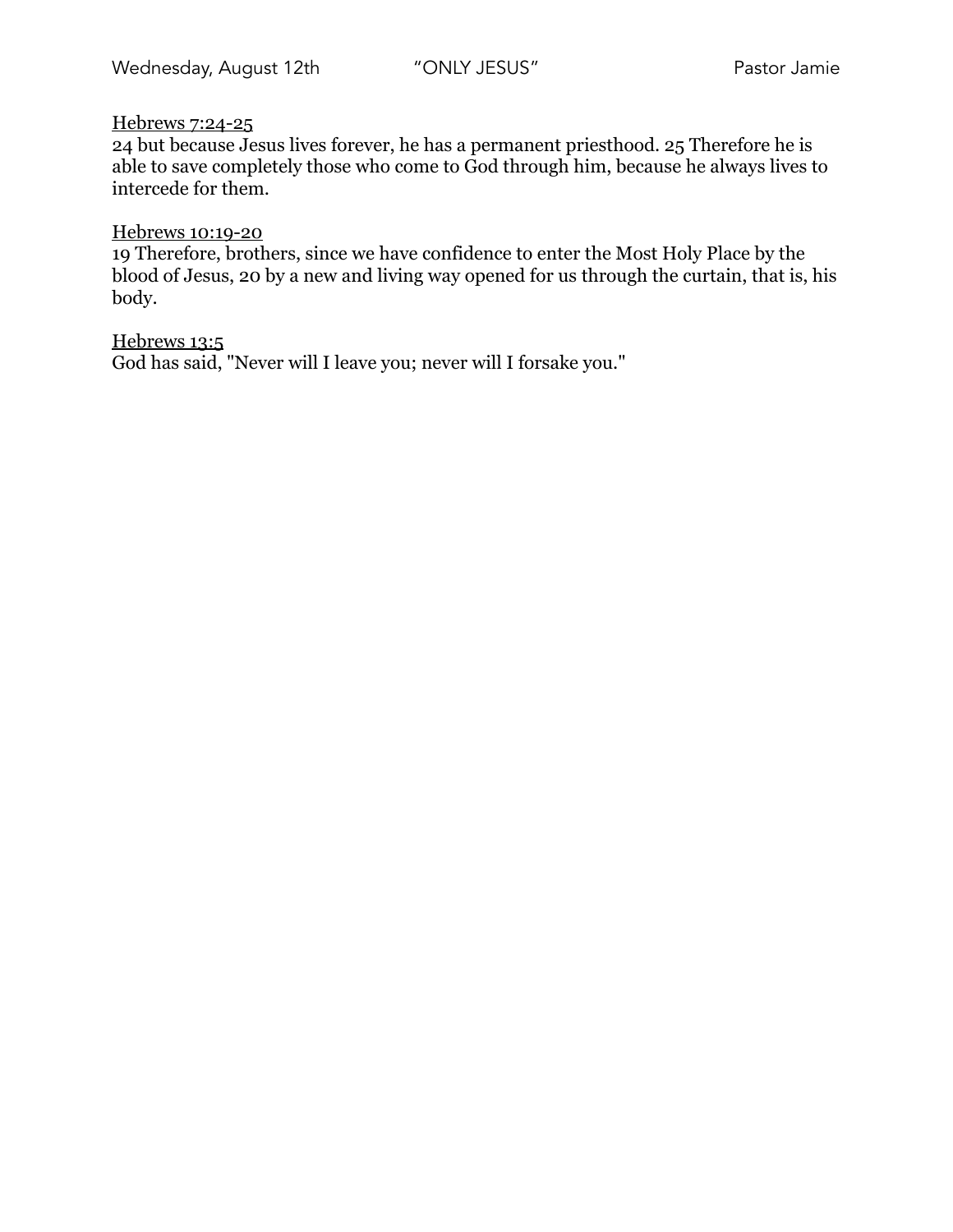Hebrews 7:24-25

24 but because Jesus lives forever, he has a permanent priesthood. 25 Therefore he is able to save completely those who come to God through him, because he always lives to intercede for them.

Hebrews 10:19-20

19 Therefore, brothers, since we have confidence to enter the Most Holy Place by the blood of Jesus, 20 by a new and living way opened for us through the curtain, that is, his body.

Hebrews 13:5

God has said, "Never will I leave you; never will I forsake you."